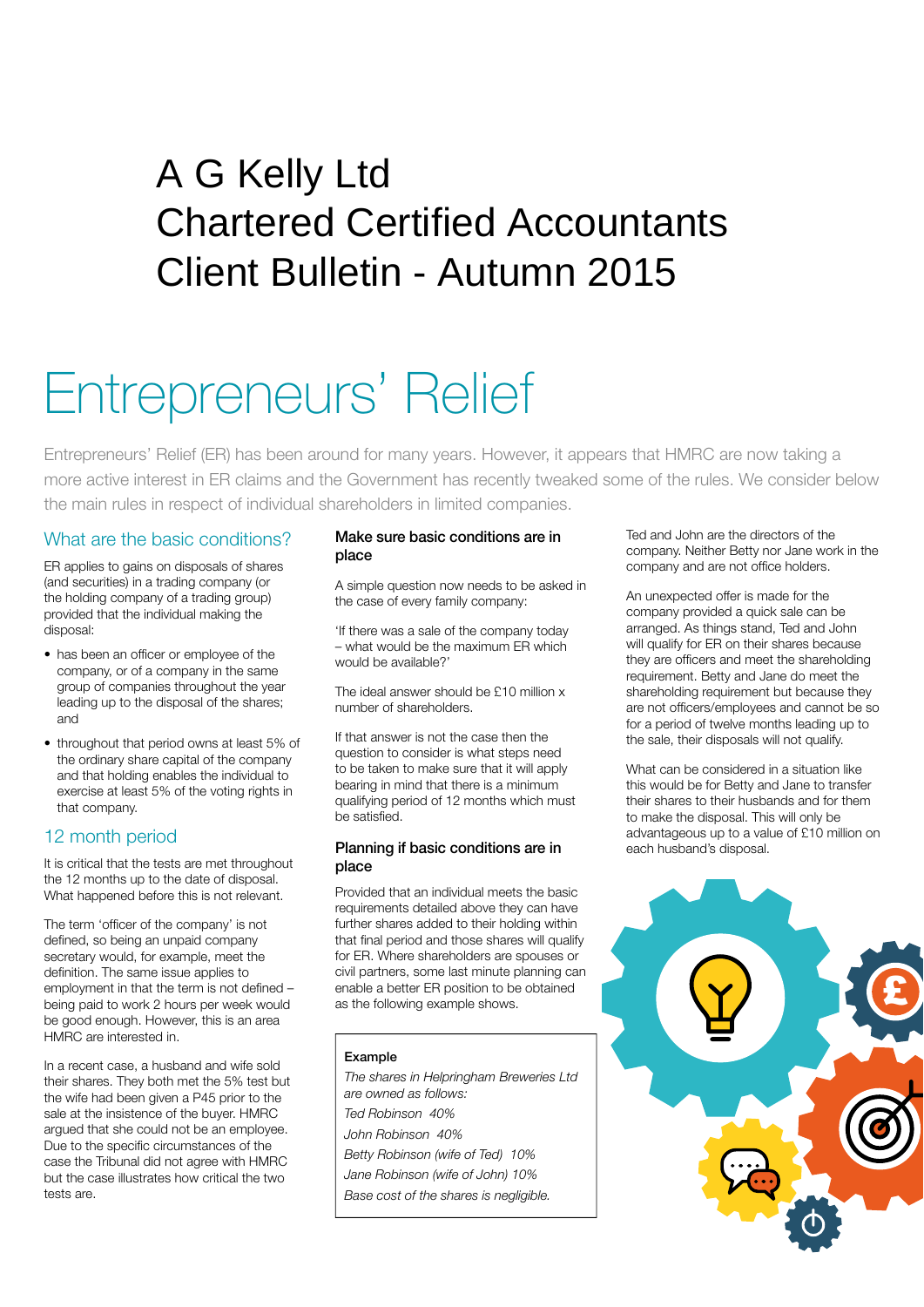# A G Kelly Ltd
# Chartered Certified Accountants
# Client Bulletin - Autumn 2015

# Entrepreneurs' Relief

Entrepreneurs' Relief (ER) has been around for many years. However, it appears that HMRC are now taking a more active interest in ER claims and the Government has recently tweaked some of the rules. We consider below the main rules in respect of individual shareholders in limited companies.

## What are the basic conditions?

ER applies to gains on disposals of shares (and securities) in a trading company (or the holding company of a trading group) provided that the individual making the disposal:

- has been an officer or employee of the company, or of a company in the same group of companies throughout the year leading up to the disposal of the shares; and
- throughout that period owns at least 5% of the ordinary share capital of the company and that holding enables the individual to exercise at least 5% of the voting rights in that company.

## 12 month period

It is critical that the tests are met throughout the 12 months up to the date of disposal. What happened before this is not relevant.

The term 'officer of the company' is not defined, so being an unpaid company secretary would, for example, meet the definition. The same issue applies to employment in that the term is not defined – being paid to work 2 hours per week would be good enough. However, this is an area HMRC are interested in.

In a recent case, a husband and wife sold their shares. They both met the 5% test but the wife had been given a P45 prior to the sale at the insistence of the buyer. HMRC argued that she could not be an employee. Due to the specific circumstances of the case the Tribunal did not agree with HMRC but the case illustrates how critical the two tests are.

### Make sure basic conditions are in place

A simple question now needs to be asked in the case of every family company:

'If there was a sale of the company today – what would be the maximum ER which would be available?'

The ideal answer should be £10 million x number of shareholders.

If that answer is not the case then the question to consider is what steps need to be taken to make sure that it will apply bearing in mind that there is a minimum qualifying period of 12 months which must be satisfied.

### Planning if basic conditions are in place

Provided that an individual meets the basic requirements detailed above they can have further shares added to their holding within that final period and those shares will qualify for ER. Where shareholders are spouses or civil partners, some last minute planning can enable a better ER position to be obtained as the following example shows.

**Example**

*The shares in Helpringham Breweries Ltd are owned as follows:*

*Ted Robinson 40%*

*John Robinson 40%*

*Betty Robinson (wife of Ted) 10%*

*Jane Robinson (wife of John) 10%*

*Base cost of the shares is negligible.*

Ted and John are the directors of the company. Neither Betty nor Jane work in the company and are not office holders.

An unexpected offer is made for the company provided a quick sale can be arranged. As things stand, Ted and John will qualify for ER on their shares because they are officers and meet the shareholding requirement. Betty and Jane do meet the shareholding requirement but because they are not officers/employees and cannot be so for a period of twelve months leading up to the sale, their disposals will not qualify.

What can be considered in a situation like this would be for Betty and Jane to transfer their shares to their husbands and for them to make the disposal. This will only be advantageous up to a value of £10 million on each husband's disposal.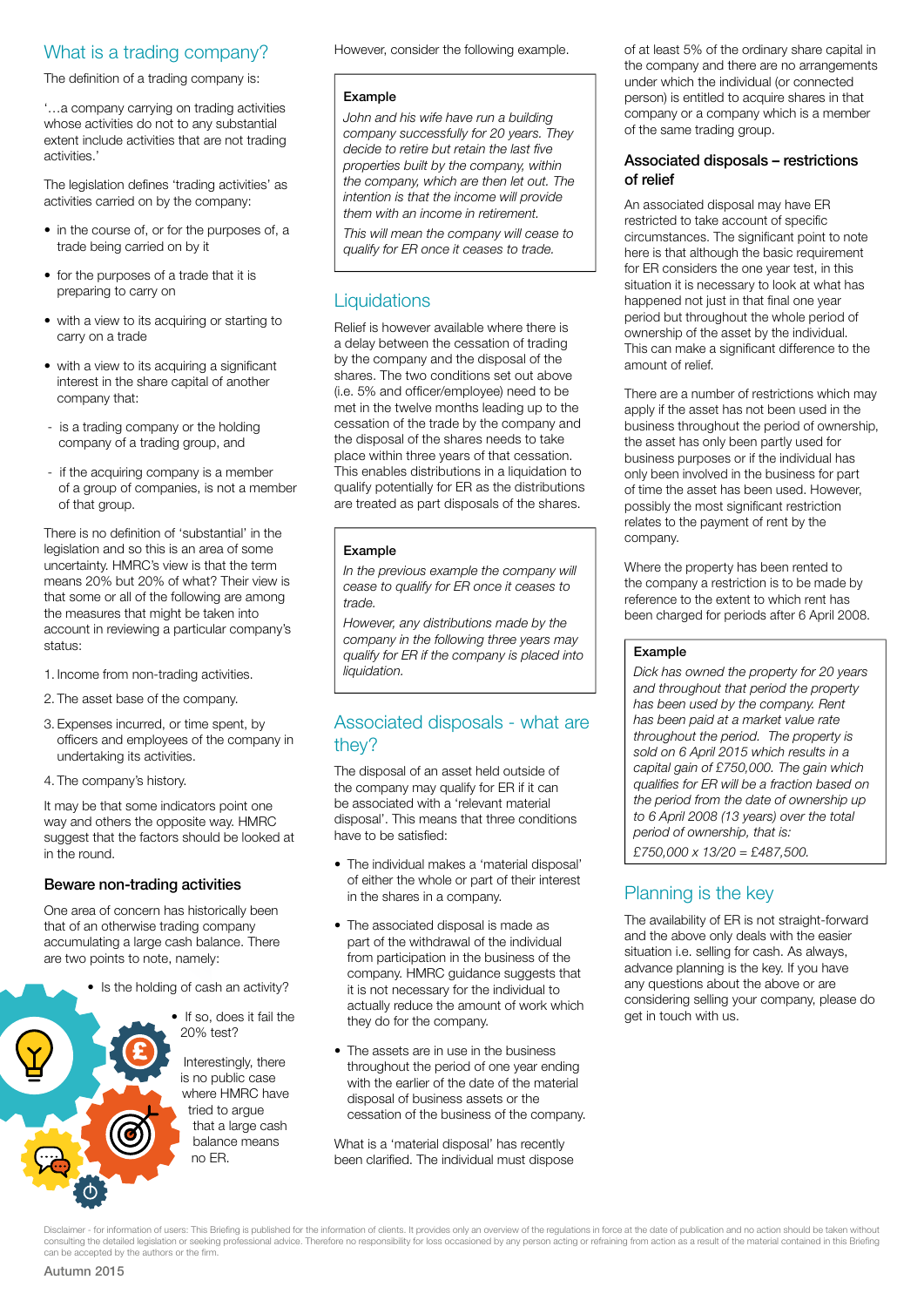## What is a trading company?

The definition of a trading company is:

'...a company carrying on trading activities whose activities do not to any substantial extent include activities that are not trading activities.'

The legislation defines 'trading activities' as activities carried on by the company:

- in the course of, or for the purposes of, a trade being carried on by it
- for the purposes of a trade that it is preparing to carry on
- with a view to its acquiring or starting to carry on a trade
- with a view to its acquiring a significant interest in the share capital of another company that:
  - is a trading company or the holding company of a trading group, and
  - if the acquiring company is a member of a group of companies, is not a member of that group.

There is no definition of 'substantial' in the legislation and so this is an area of some uncertainty. HMRC's view is that the term means 20% but 20% of what? Their view is that some or all of the following are among the measures that might be taken into account in reviewing a particular company's status:

1. Income from non-trading activities.
2. The asset base of the company.
3. Expenses incurred, or time spent, by officers and employees of the company in undertaking its activities.
4. The company's history.

It may be that some indicators point one way and others the opposite way. HMRC suggest that the factors should be looked at in the round.

### Beware non-trading activities

One area of concern has historically been that of an otherwise trading company accumulating a large cash balance. There are two points to note, namely:

- Is the holding of cash an activity?
- If so, does it fail the 20% test?

Interestingly, there is no public case where HMRC have tried to argue that a large cash balance means no ER.

However, consider the following example.

**Example**

*John and his wife have run a building company successfully for 20 years. They decide to retire but retain the last five properties built by the company, within the company, which are then let out. The intention is that the income will provide them with an income in retirement.*

*This will mean the company will cease to qualify for ER once it ceases to trade.*

## Liquidations

Relief is however available where there is a delay between the cessation of trading by the company and the disposal of the shares. The two conditions set out above (i.e. 5% and officer/employee) need to be met in the twelve months leading up to the cessation of the trade by the company and the disposal of the shares needs to take place within three years of that cessation. This enables distributions in a liquidation to qualify potentially for ER as the distributions are treated as part disposals of the shares.

**Example**

*In the previous example the company will cease to qualify for ER once it ceases to trade.*

*However, any distributions made by the company in the following three years may qualify for ER if the company is placed into liquidation.*

## Associated disposals - what are they?

The disposal of an asset held outside of the company may qualify for ER if it can be associated with a 'relevant material disposal'. This means that three conditions have to be satisfied:

- The individual makes a 'material disposal' of either the whole or part of their interest in the shares in a company.
- The associated disposal is made as part of the withdrawal of the individual from participation in the business of the company. HMRC guidance suggests that it is not necessary for the individual to actually reduce the amount of work which they do for the company.
- The assets are in use in the business throughout the period of one year ending with the earlier of the date of the material disposal of business assets or the cessation of the business of the company.

What is a 'material disposal' has recently been clarified. The individual must dispose of at least 5% of the ordinary share capital in the company and there are no arrangements under which the individual (or connected person) is entitled to acquire shares in that company or a company which is a member of the same trading group.

### Associated disposals – restrictions of relief

An associated disposal may have ER restricted to take account of specific circumstances. The significant point to note here is that although the basic requirement for ER considers the one year test, in this situation it is necessary to look at what has happened not just in that final one year period but throughout the whole period of ownership of the asset by the individual. This can make a significant difference to the amount of relief.

There are a number of restrictions which may apply if the asset has not been used in the business throughout the period of ownership, the asset has only been partly used for business purposes or if the individual has only been involved in the business for part of time the asset has been used. However, possibly the most significant restriction relates to the payment of rent by the company.

Where the property has been rented to the company a restriction is to be made by reference to the extent to which rent has been charged for periods after 6 April 2008.

**Example**

*Dick has owned the property for 20 years and throughout that period the property has been used by the company. Rent has been paid at a market value rate throughout the period. The property is sold on 6 April 2015 which results in a capital gain of £750,000. The gain which qualifies for ER will be a fraction based on the period from the date of ownership up to 6 April 2008 (13 years) over the total period of ownership, that is:*

*£750,000 x 13/20 = £487,500.*

## Planning is the key

The availability of ER is not straight-forward and the above only deals with the easier situation i.e. selling for cash. As always, advance planning is the key. If you have any questions about the above or are considering selling your company, please do get in touch with us.

Disclaimer - for information of users: This Briefing is published for the information of clients. It provides only an overview of the regulations in force at the date of publication and no action should be taken without consulting the detailed legislation or seeking professional advice. Therefore no responsibility for loss occasioned by any person acting or refraining from action as a result of the material contained in this Briefing can be accepted by the authors or the firm.

Autumn 2015